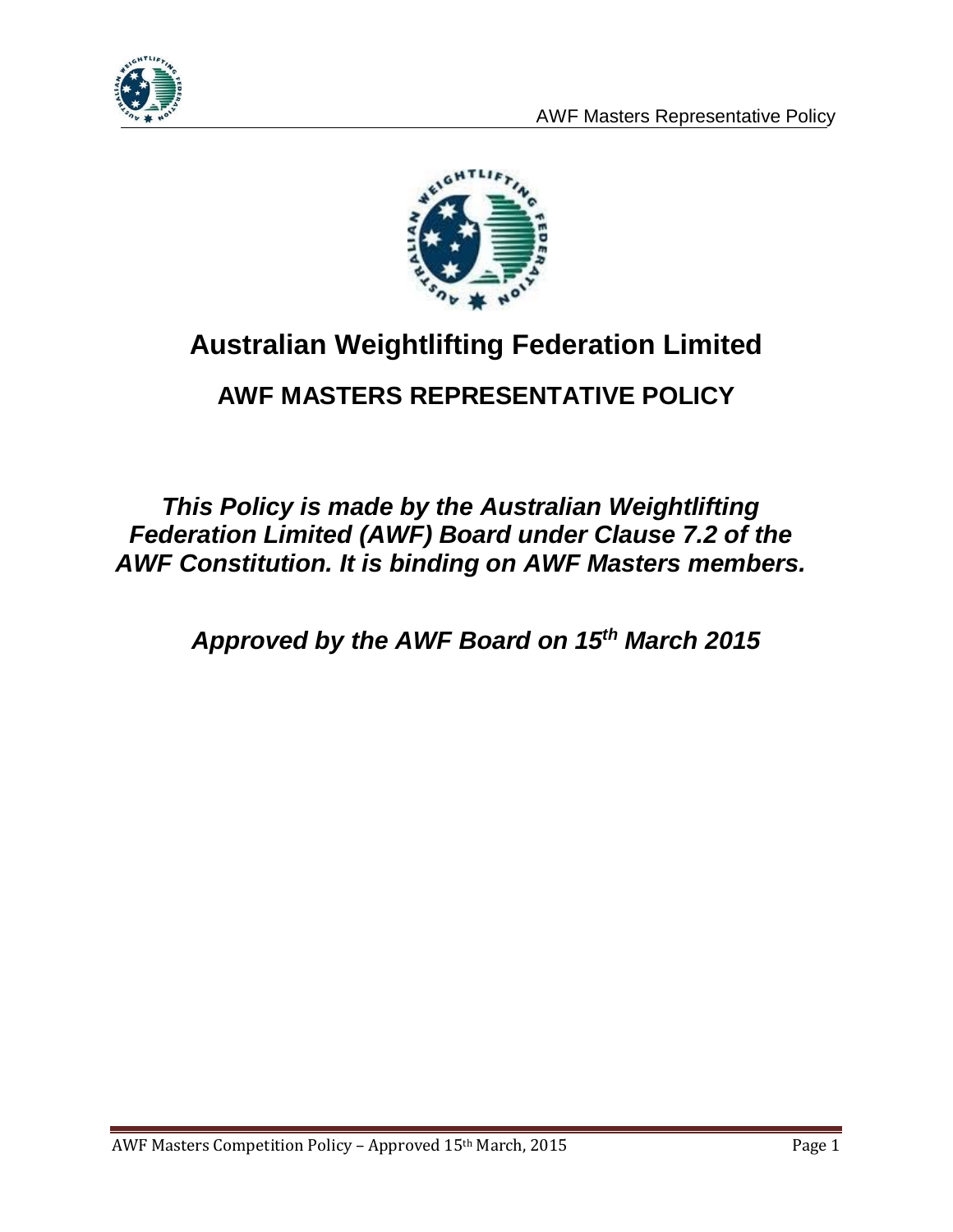# Australian Weightlifting Federation Limited

## AWF MASTERS REPRESENTATIVE POLICY

***This Policy is made by the Australian Weightlifting Federation Limited (AWF) Board under Clause 7.2 of the AWF Constitution. It is binding on AWF Masters members.***

***Approved by the AWF Board on 15th March 2015***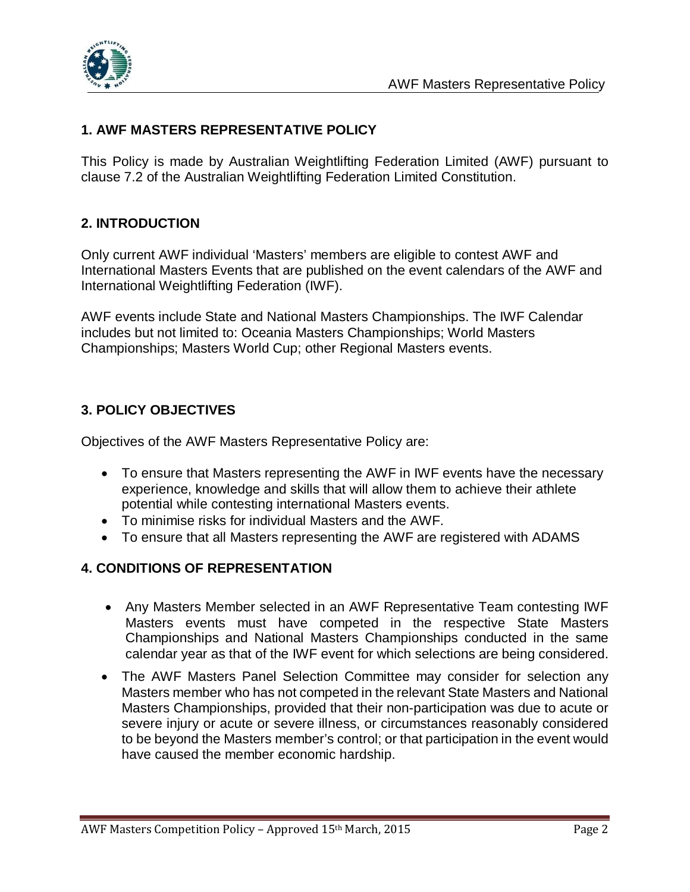## 1. AWF MASTERS REPRESENTATIVE POLICY

This Policy is made by Australian Weightlifting Federation Limited (AWF) pursuant to clause 7.2 of the Australian Weightlifting Federation Limited Constitution.

## 2. INTRODUCTION

Only current AWF individual 'Masters' members are eligible to contest AWF and International Masters Events that are published on the event calendars of the AWF and International Weightlifting Federation (IWF).

AWF events include State and National Masters Championships. The IWF Calendar includes but not limited to: Oceania Masters Championships; World Masters Championships; Masters World Cup; other Regional Masters events.

## 3. POLICY OBJECTIVES

Objectives of the AWF Masters Representative Policy are:

- To ensure that Masters representing the AWF in IWF events have the necessary experience, knowledge and skills that will allow them to achieve their athlete potential while contesting international Masters events.
- To minimise risks for individual Masters and the AWF.
- To ensure that all Masters representing the AWF are registered with ADAMS

## 4. CONDITIONS OF REPRESENTATION

- Any Masters Member selected in an AWF Representative Team contesting IWF Masters events must have competed in the respective State Masters Championships and National Masters Championships conducted in the same calendar year as that of the IWF event for which selections are being considered.
- The AWF Masters Panel Selection Committee may consider for selection any Masters member who has not competed in the relevant State Masters and National Masters Championships, provided that their non-participation was due to acute or severe injury or acute or severe illness, or circumstances reasonably considered to be beyond the Masters member's control; or that participation in the event would have caused the member economic hardship.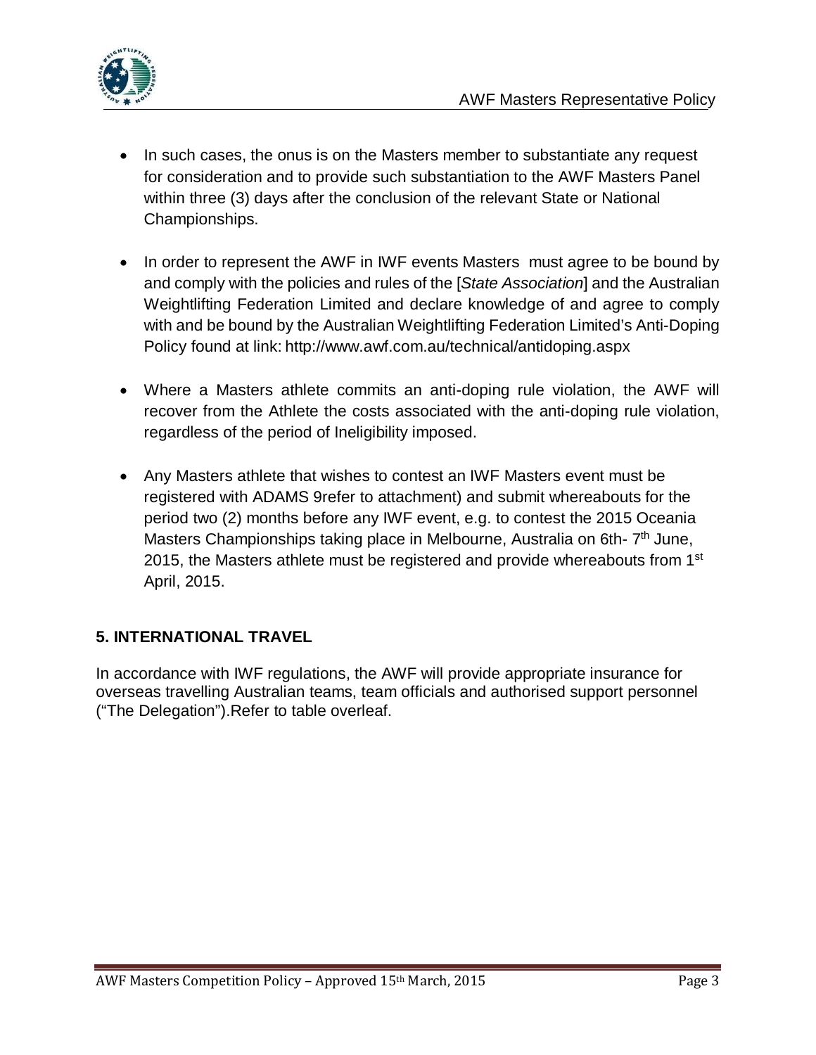- In such cases, the onus is on the Masters member to substantiate any request for consideration and to provide such substantiation to the AWF Masters Panel within three (3) days after the conclusion of the relevant State or National Championships.

- In order to represent the AWF in IWF events Masters must agree to be bound by and comply with the policies and rules of the [*State Association*] and the Australian Weightlifting Federation Limited and declare knowledge of and agree to comply with and be bound by the Australian Weightlifting Federation Limited's Anti-Doping Policy found at link: http://www.awf.com.au/technical/antidoping.aspx

- Where a Masters athlete commits an anti-doping rule violation, the AWF will recover from the Athlete the costs associated with the anti-doping rule violation, regardless of the period of Ineligibility imposed.

- Any Masters athlete that wishes to contest an IWF Masters event must be registered with ADAMS 9refer to attachment) and submit whereabouts for the period two (2) months before any IWF event, e.g. to contest the 2015 Oceania Masters Championships taking place in Melbourne, Australia on 6th- 7th June, 2015, the Masters athlete must be registered and provide whereabouts from 1st April, 2015.

## 5. INTERNATIONAL TRAVEL

In accordance with IWF regulations, the AWF will provide appropriate insurance for overseas travelling Australian teams, team officials and authorised support personnel ("The Delegation").Refer to table overleaf.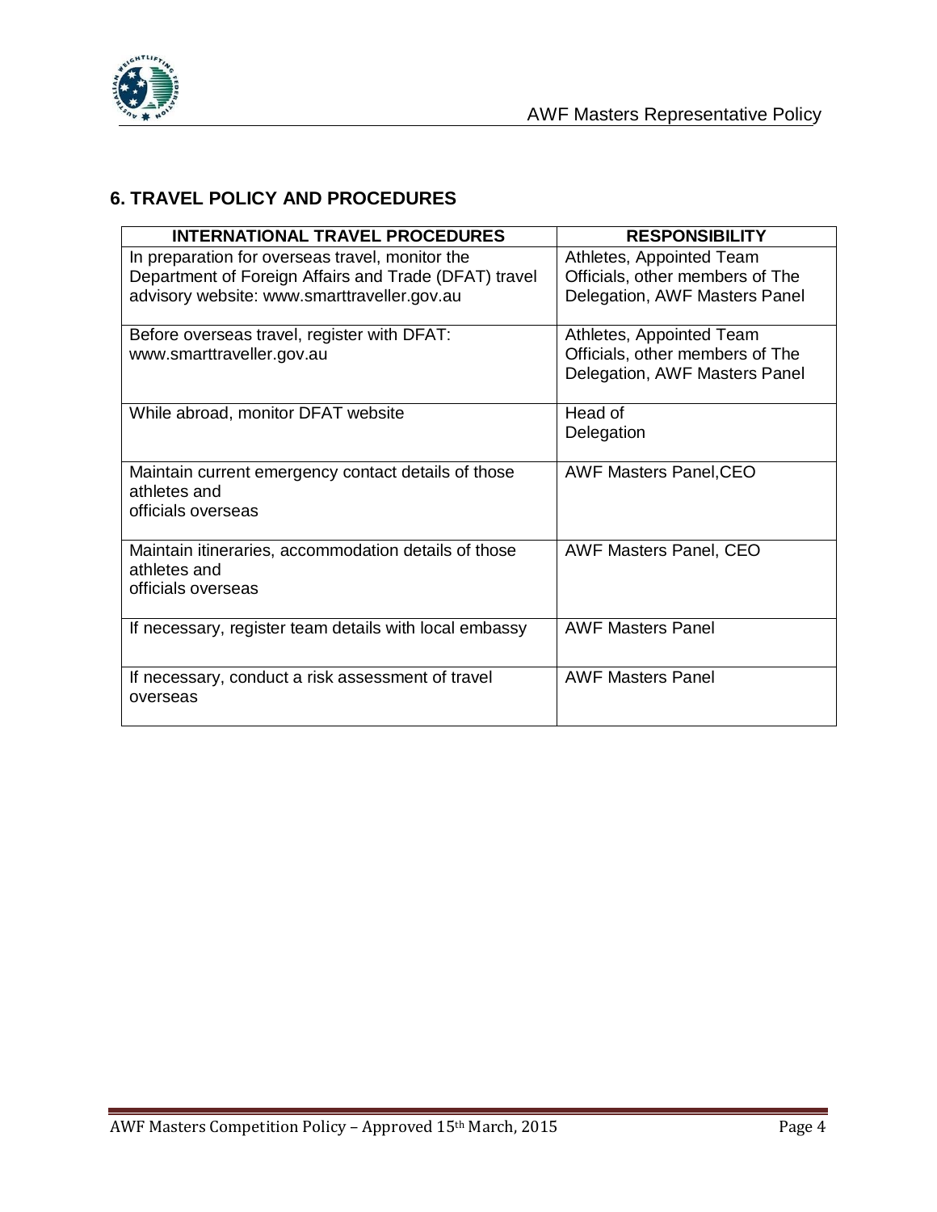## 6. TRAVEL POLICY AND PROCEDURES

| INTERNATIONAL TRAVEL PROCEDURES | RESPONSIBILITY |
|---|---|
| In preparation for overseas travel, monitor the Department of Foreign Affairs and Trade (DFAT) travel advisory website: www.smarttraveller.gov.au | Athletes, Appointed Team Officials, other members of The Delegation, AWF Masters Panel |
| Before overseas travel, register with DFAT: www.smarttraveller.gov.au | Athletes, Appointed Team Officials, other members of The Delegation, AWF Masters Panel |
| While abroad, monitor DFAT website | Head of Delegation |
| Maintain current emergency contact details of those athletes and officials overseas | AWF Masters Panel,CEO |
| Maintain itineraries, accommodation details of those athletes and officials overseas | AWF Masters Panel, CEO |
| If necessary, register team details with local embassy | AWF Masters Panel |
| If necessary, conduct a risk assessment of travel overseas | AWF Masters Panel |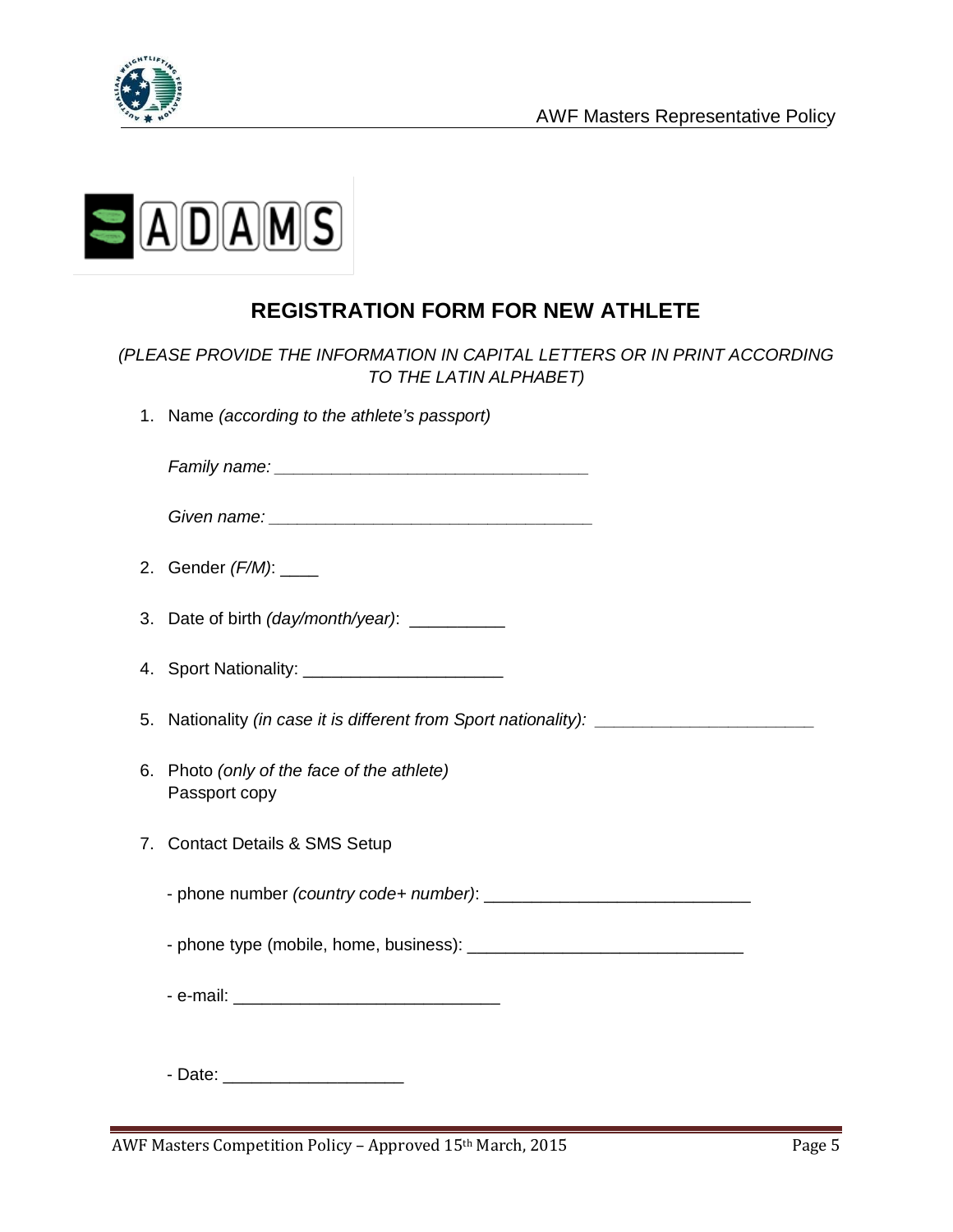ADAMS

## REGISTRATION FORM FOR NEW ATHLETE

*(PLEASE PROVIDE THE INFORMATION IN CAPITAL LETTERS OR IN PRINT ACCORDING TO THE LATIN ALPHABET)*

1. Name *(according to the athlete's passport)*

   *Family name:* ________________________________

   *Given name:* _________________________________

2. Gender *(F/M)*: ____

3. Date of birth *(day/month/year)*: __________

4. Sport Nationality: _____________________

5. Nationality *(in case it is different from Sport nationality):* _______________________

6. Photo *(only of the face of the athlete)*
   Passport copy

7. Contact Details & SMS Setup

   - phone number *(country code+ number)*: ____________________________

   - phone type (mobile, home, business): _____________________________

   - e-mail: ____________________________

   - Date: ___________________